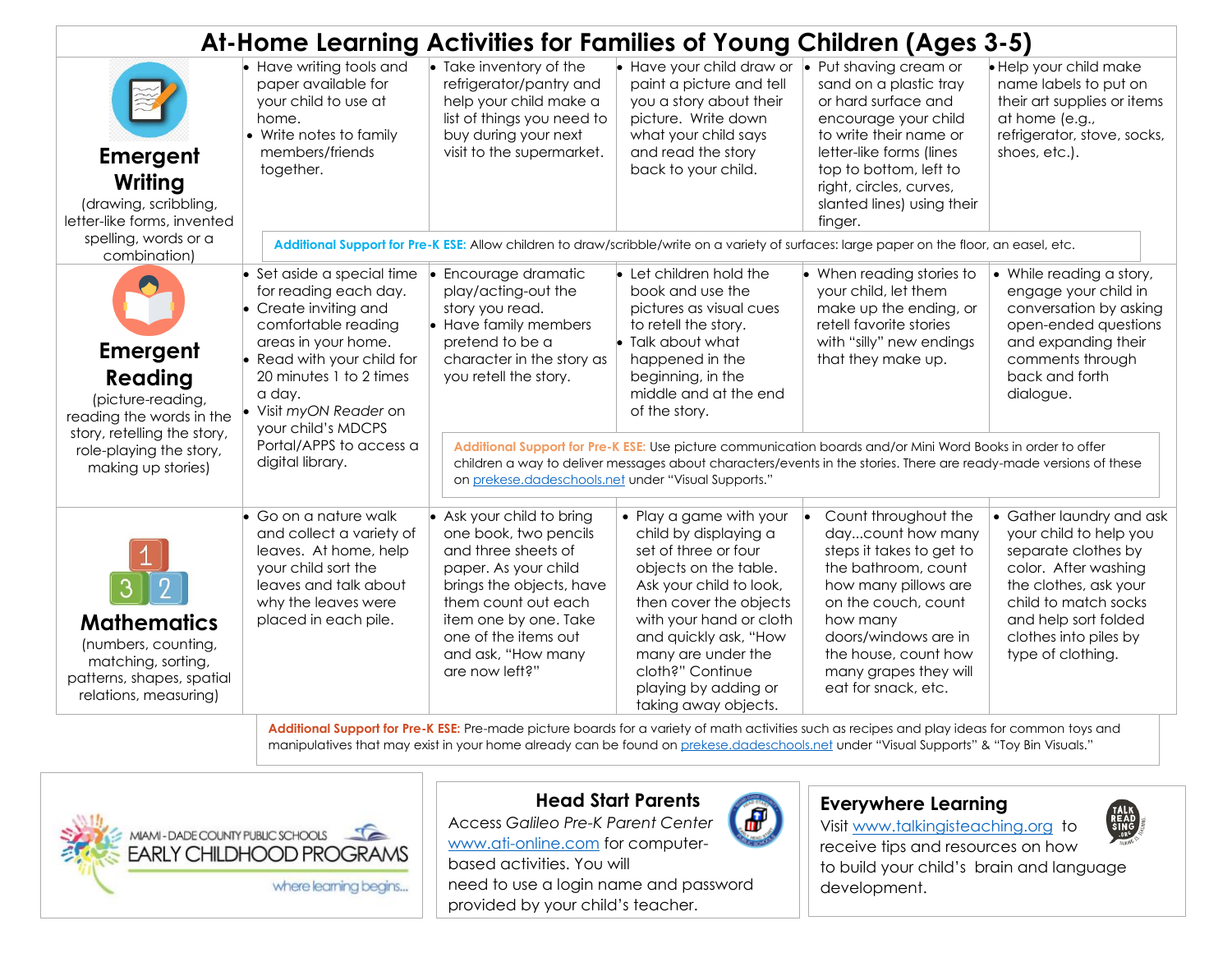# At-Home Learning Activities for Families of Young Children (Ages 3-5)

| Domain | | | | | |
|---|---|---|---|---|---|
| **Emergent Writing** (drawing, scribbling, letter-like forms, invented spelling, words or a combination) | • Have writing tools and paper available for your child to use at home. • Write notes to family members/friends together. | • Take inventory of the refrigerator/pantry and help your child make a list of things you need to buy during your next visit to the supermarket. | • Have your child draw or paint a picture and tell you a story about their picture. Write down what your child says and read the story back to your child. | • Put shaving cream or sand on a plastic tray or hard surface and encourage your child to write their name or letter-like forms (lines top to bottom, left to right, circles, curves, slanted lines) using their finger. | • Help your child make name labels to put on their art supplies or items at home (e.g., refrigerator, stove, socks, shoes, etc.). |
| | **Additional Support for Pre-K ESE:** Allow children to draw/scribble/write on a variety of surfaces: large paper on the floor, an easel, etc. | | | | |
| **Emergent Reading** (picture-reading, reading the words in the story, retelling the story, role-playing the story, making up stories) | • Set aside a special time for reading each day. • Create inviting and comfortable reading areas in your home. • Read with your child for 20 minutes 1 to 2 times a day. • Visit *myON Reader* on your child's MDCPS Portal/APPS to access a digital library. | • Encourage dramatic play/acting-out the story you read. • Have family members pretend to be a character in the story as you retell the story. | • Let children hold the book and use the pictures as visual cues to retell the story. • Talk about what happened in the beginning, in the middle and at the end of the story. | • When reading stories to your child, let them make up the ending, or retell favorite stories with "silly" new endings that they make up. | • While reading a story, engage your child in conversation by asking open-ended questions and expanding their comments through back and forth dialogue. |
| | | **Additional Support for Pre-K ESE:** Use picture communication boards and/or Mini Word Books in order to offer children a way to deliver messages about characters/events in the stories. There are ready-made versions of these on prekese.dadeschools.net under "Visual Supports." | | | |
| **Mathematics** (numbers, counting, matching, sorting, patterns, shapes, spatial relations, measuring) | • Go on a nature walk and collect a variety of leaves. At home, help your child sort the leaves and talk about why the leaves were placed in each pile. | • Ask your child to bring one book, two pencils and three sheets of paper. As your child brings the objects, have them count out each item one by one. Take one of the items out and ask, "How many are now left?" | • Play a game with your child by displaying a set of three or four objects on the table. Ask your child to look, then cover the objects with your hand or cloth and quickly ask, "How many are under the cloth?" Continue playing by adding or taking away objects. | • Count throughout the day...count how many steps it takes to get to the bathroom, count how many pillows are on the couch, count how many doors/windows are in the house, count how many grapes they will eat for snack, etc. | • Gather laundry and ask your child to help you separate clothes by color. After washing the clothes, ask your child to match socks and help sort folded clothes into piles by type of clothing. |
| | **Additional Support for Pre-K ESE:** Pre-made picture boards for a variety of math activities such as recipes and play ideas for common toys and manipulatives that may exist in your home already can be found on prekese.dadeschools.net under "Visual Supports" & "Toy Bin Visuals." | | | | |

MIAMI-DADE COUNTY PUBLIC SCHOOLS
EARLY CHILDHOOD PROGRAMS
where learning begins...

**Head Start Parents**

Access *Galileo Pre-K Parent Center* www.ati-online.com for computer-based activities. You will need to use a login name and password provided by your child's teacher.

**Everywhere Learning**

Visit www.talkingisteaching.org to receive tips and resources on how to build your child's brain and language development.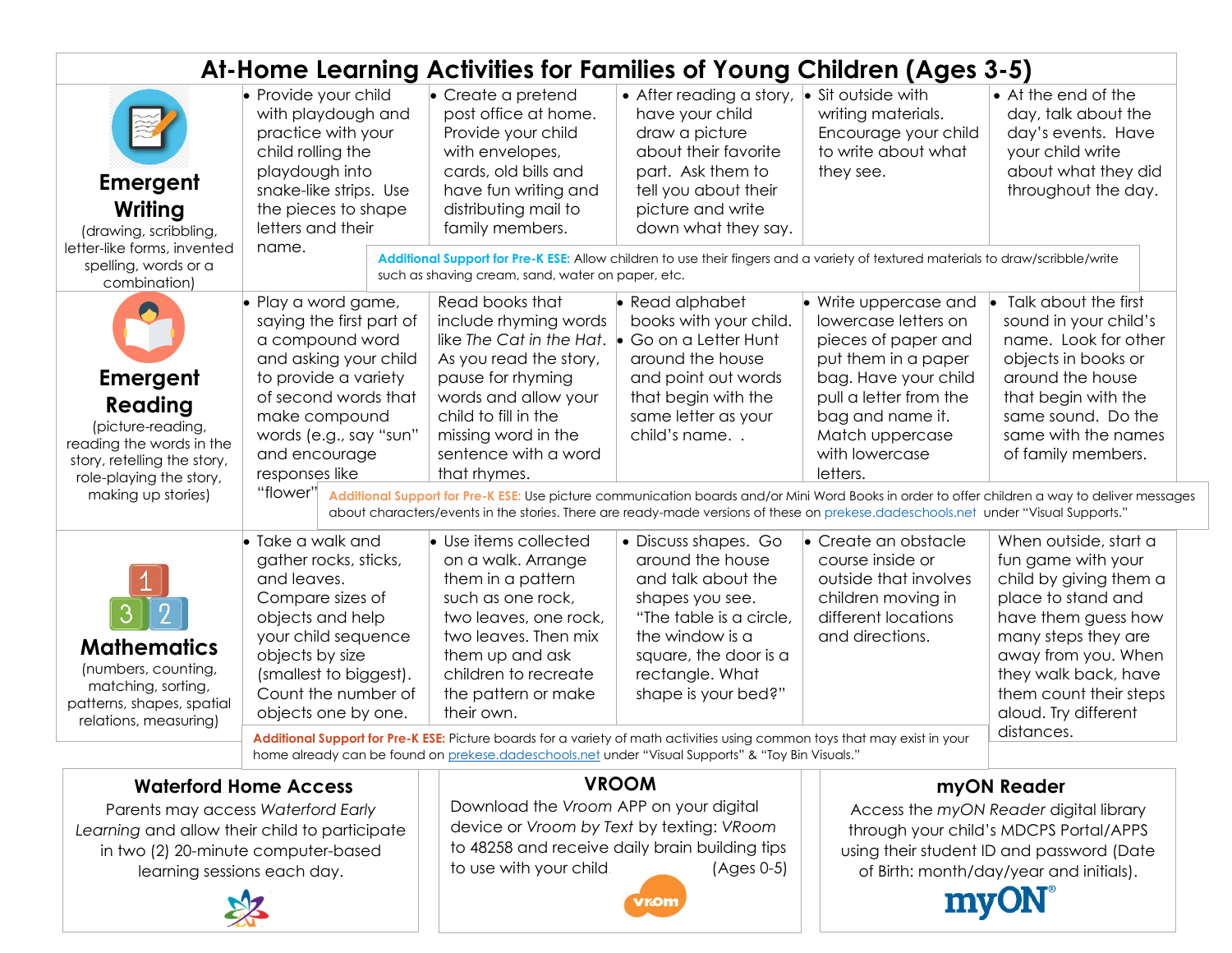# At-Home Learning Activities for Families of Young Children (Ages 3-5)

| | | | | | |
|---|---|---|---|---|---|
| **Emergent Writing** (drawing, scribbling, letter-like forms, invented spelling, words or a combination) | • Provide your child with playdough and practice with your child rolling the playdough into snake-like strips. Use the pieces to shape letters and their name. | • Create a pretend post office at home. Provide your child with envelopes, cards, old bills and have fun writing and distributing mail to family members. | • After reading a story, have your child draw a picture about their favorite part. Ask them to tell you about their picture and write down what they say. | • Sit outside with writing materials. Encourage your child to write about what they see. | • At the end of the day, talk about the day's events. Have your child write about what they did throughout the day. |
| | **Additional Support for Pre-K ESE:** Allow children to use their fingers and a variety of textured materials to draw/scribble/write such as shaving cream, sand, water on paper, etc. | | | | |
| **Emergent Reading** (picture-reading, reading the words in the story, retelling the story, role-playing the story, making up stories) | • Play a word game, saying the first part of a compound word and asking your child to provide a variety of second words that make compound words (e.g., say "sun" and encourage responses like "flower" | Read books that include rhyming words like *The Cat in the Hat*. As you read the story, pause for rhyming words and allow your child to fill in the missing word in the sentence with a word that rhymes. | • Read alphabet books with your child.<br>• Go on a Letter Hunt around the house and point out words that begin with the same letter as your child's name. . | • Write uppercase and lowercase letters on pieces of paper and put them in a paper bag. Have your child pull a letter from the bag and name it. Match uppercase with lowercase letters. | • Talk about the first sound in your child's name. Look for other objects in books or around the house that begin with the same sound. Do the same with the names of family members. |
| | **Additional Support for Pre-K ESE:** Use picture communication boards and/or Mini Word Books in order to offer children a way to deliver messages about characters/events in the stories. There are ready-made versions of these on prekese.dadeschools.net under "Visual Supports." | | | | |
| **Mathematics** (numbers, counting, matching, sorting, patterns, shapes, spatial relations, measuring) | • Take a walk and gather rocks, sticks, and leaves. Compare sizes of objects and help your child sequence objects by size (smallest to biggest). Count the number of objects one by one. | • Use items collected on a walk. Arrange them in a pattern such as one rock, two leaves, one rock, two leaves. Then mix them up and ask children to recreate the pattern or make their own. | • Discuss shapes. Go around the house and talk about the shapes you see. "The table is a circle, the window is a square, the door is a rectangle. What shape is your bed?" | • Create an obstacle course inside or outside that involves children moving in different locations and directions. | When outside, start a fun game with your child by giving them a place to stand and have them guess how many steps they are away from you. When they walk back, have them count their steps aloud. Try different distances. |
| | **Additional Support for Pre-K ESE:** Picture boards for a variety of math activities using common toys that may exist in your home already can be found on prekese.dadeschools.net under "Visual Supports" & "Toy Bin Visuals." | | | | |

### Waterford Home Access

Parents may access *Waterford Early Learning* and allow their child to participate in two (2) 20-minute computer-based learning sessions each day.

### VROOM

Download the *Vroom* APP on your digital device or *Vroom by Text* by texting: *VRoom* to 48258 and receive daily brain building tips to use with your child (Ages 0-5)

### myON Reader

Access the *myON Reader* digital library through your child's MDCPS Portal/APPS using their student ID and password (Date of Birth: month/day/year and initials).